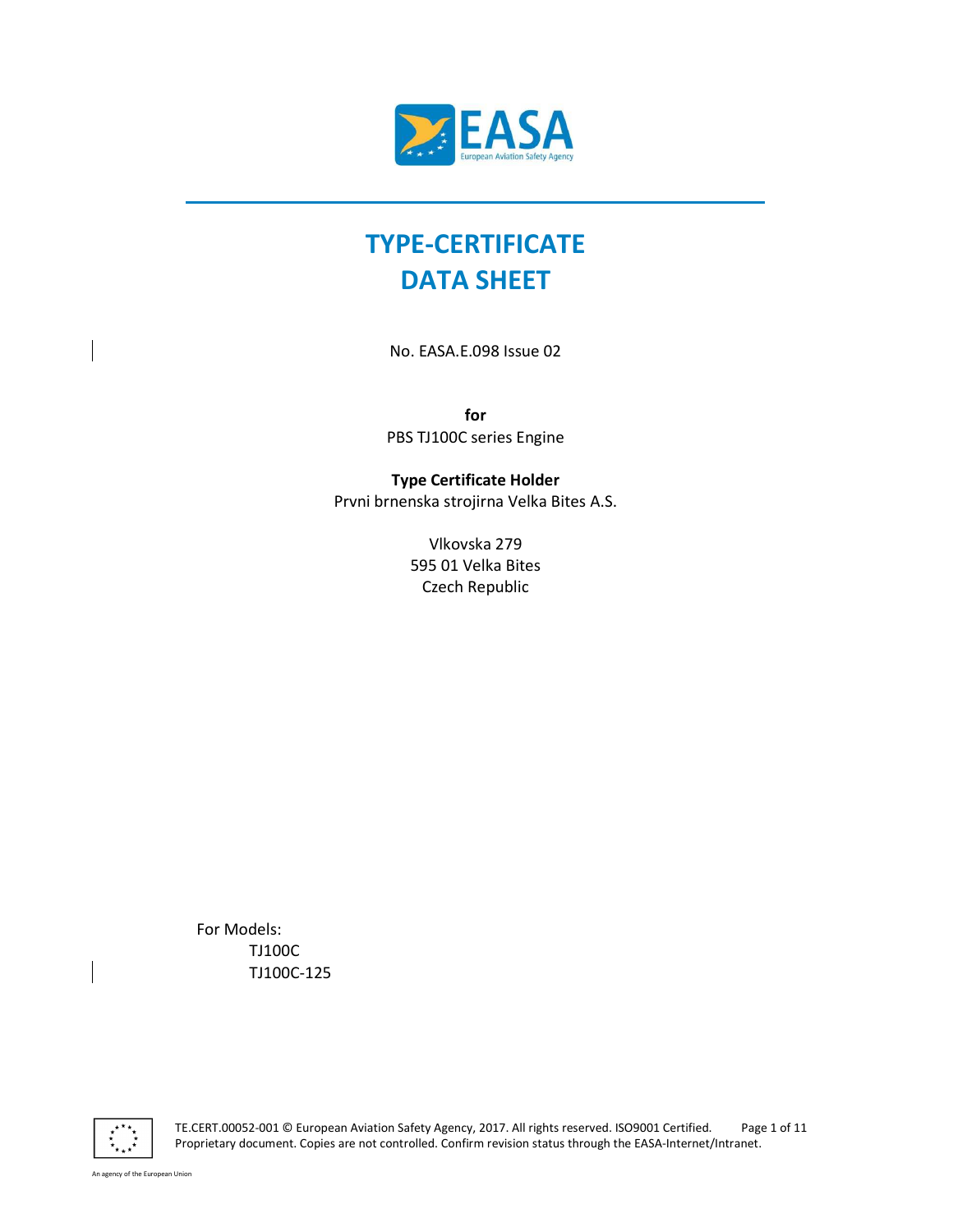# TYPE-CERTIFICATE DATA SHEET

No. EASA.E.098 Issue 02

**for**

PBS TJ100C series Engine

**Type Certificate Holder**

Prvni brnenska strojirna Velka Bites A.S.

Vlkovska 279
595 01 Velka Bites
Czech Republic

For Models:

- TJ100C
- TJ100C-125

TE.CERT.00052-001 © European Aviation Safety Agency, 2017. All rights reserved. ISO9001 Certified. Proprietary document. Copies are not controlled. Confirm revision status through the EASA-Internet/Intranet.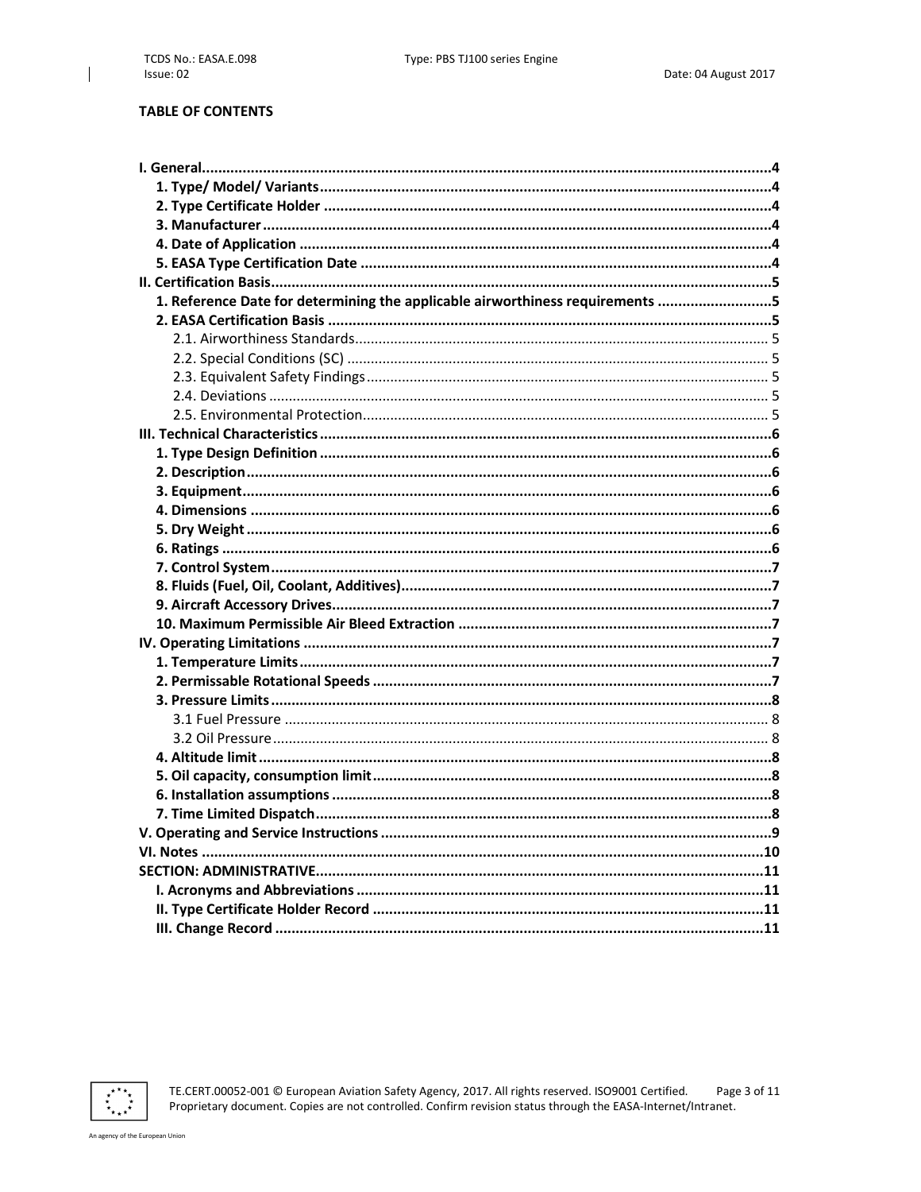**TABLE OF CONTENTS**

- **I. General** ..... 4
  - **1. Type/ Model/ Variants** ..... 4
  - **2. Type Certificate Holder** ..... 4
  - **3. Manufacturer** ..... 4
  - **4. Date of Application** ..... 4
  - **5. EASA Type Certification Date** ..... 4
- **II. Certification Basis** ..... 5
  - **1. Reference Date for determining the applicable airworthiness requirements** ..... 5
  - **2. EASA Certification Basis** ..... 5
    - 2.1. Airworthiness Standards ..... 5
    - 2.2. Special Conditions (SC) ..... 5
    - 2.3. Equivalent Safety Findings ..... 5
    - 2.4. Deviations ..... 5
    - 2.5. Environmental Protection ..... 5
- **III. Technical Characteristics** ..... 6
  - **1. Type Design Definition** ..... 6
  - **2. Description** ..... 6
  - **3. Equipment** ..... 6
  - **4. Dimensions** ..... 6
  - **5. Dry Weight** ..... 6
  - **6. Ratings** ..... 6
  - **7. Control System** ..... 7
  - **8. Fluids (Fuel, Oil, Coolant, Additives)** ..... 7
  - **9. Aircraft Accessory Drives** ..... 7
  - **10. Maximum Permissible Air Bleed Extraction** ..... 7
- **IV. Operating Limitations** ..... 7
  - **1. Temperature Limits** ..... 7
  - **2. Permissable Rotational Speeds** ..... 7
  - **3. Pressure Limits** ..... 8
    - 3.1 Fuel Pressure ..... 8
    - 3.2 Oil Pressure ..... 8
  - **4. Altitude limit** ..... 8
  - **5. Oil capacity, consumption limit** ..... 8
  - **6. Installation assumptions** ..... 8
  - **7. Time Limited Dispatch** ..... 8
- **V. Operating and Service Instructions** ..... 9
- **VI. Notes** ..... 10
- **SECTION: ADMINISTRATIVE** ..... 11
  - **I. Acronyms and Abbreviations** ..... 11
  - **II. Type Certificate Holder Record** ..... 11
  - **III. Change Record** ..... 11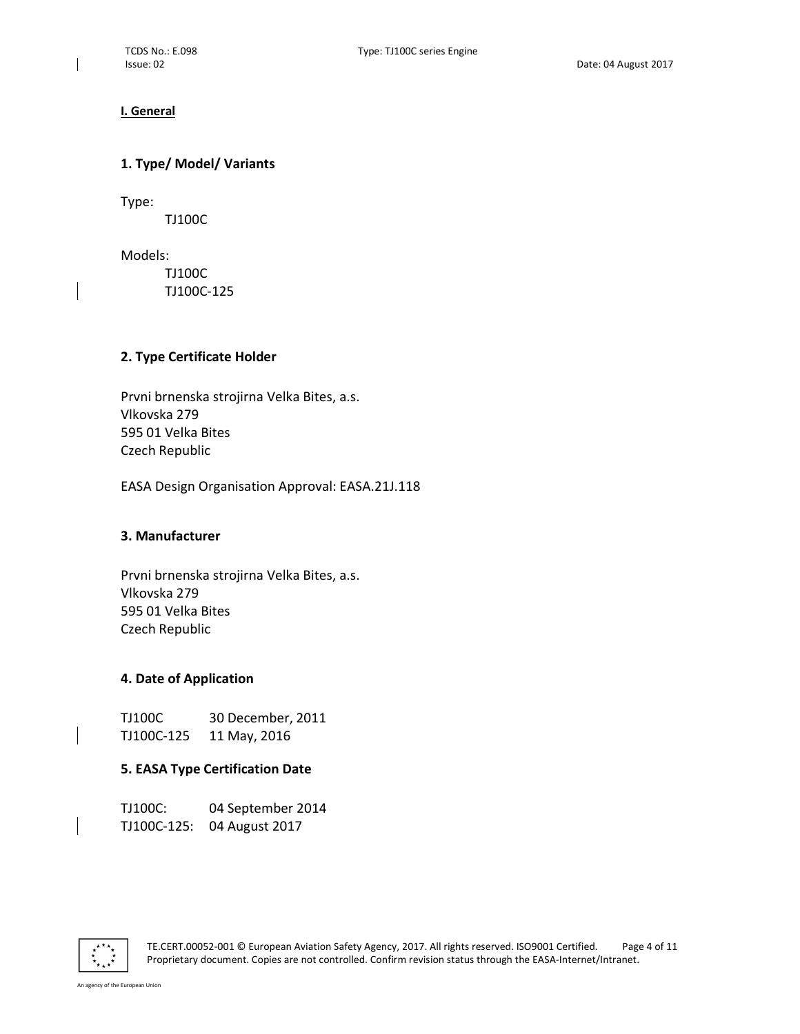## I. General

### 1. Type/ Model/ Variants

Type:

TJ100C

Models:

TJ100C
TJ100C-125

### 2. Type Certificate Holder

Prvni brnenska strojirna Velka Bites, a.s.
Vlkovska 279
595 01 Velka Bites
Czech Republic

EASA Design Organisation Approval: EASA.21J.118

### 3. Manufacturer

Prvni brnenska strojirna Velka Bites, a.s.
Vlkovska 279
595 01 Velka Bites
Czech Republic

### 4. Date of Application

| | |
|---|---|
| TJ100C | 30 December, 2011 |
| TJ100C-125 | 11 May, 2016 |

### 5. EASA Type Certification Date

| | |
|---|---|
| TJ100C: | 04 September 2014 |
| TJ100C-125: | 04 August 2017 |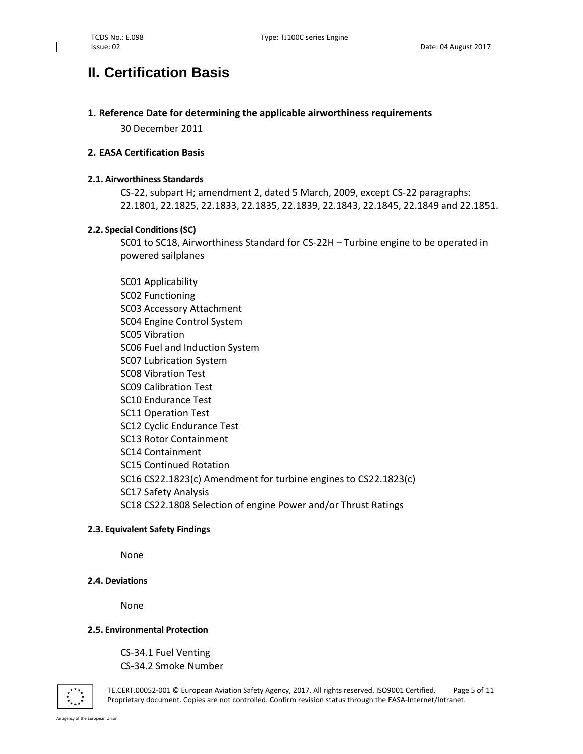# II. Certification Basis

### 1. Reference Date for determining the applicable airworthiness requirements

30 December 2011

### 2. EASA Certification Basis

#### 2.1. Airworthiness Standards

CS-22, subpart H; amendment 2, dated 5 March, 2009, except CS-22 paragraphs: 22.1801, 22.1825, 22.1833, 22.1835, 22.1839, 22.1843, 22.1845, 22.1849 and 22.1851.

#### 2.2. Special Conditions (SC)

SC01 to SC18, Airworthiness Standard for CS-22H – Turbine engine to be operated in powered sailplanes

SC01 Applicability
SC02 Functioning
SC03 Accessory Attachment
SC04 Engine Control System
SC05 Vibration
SC06 Fuel and Induction System
SC07 Lubrication System
SC08 Vibration Test
SC09 Calibration Test
SC10 Endurance Test
SC11 Operation Test
SC12 Cyclic Endurance Test
SC13 Rotor Containment
SC14 Containment
SC15 Continued Rotation
SC16 CS22.1823(c) Amendment for turbine engines to CS22.1823(c)
SC17 Safety Analysis
SC18 CS22.1808 Selection of engine Power and/or Thrust Ratings

#### 2.3. Equivalent Safety Findings

None

#### 2.4. Deviations

None

#### 2.5. Environmental Protection

CS-34.1 Fuel Venting
CS-34.2 Smoke Number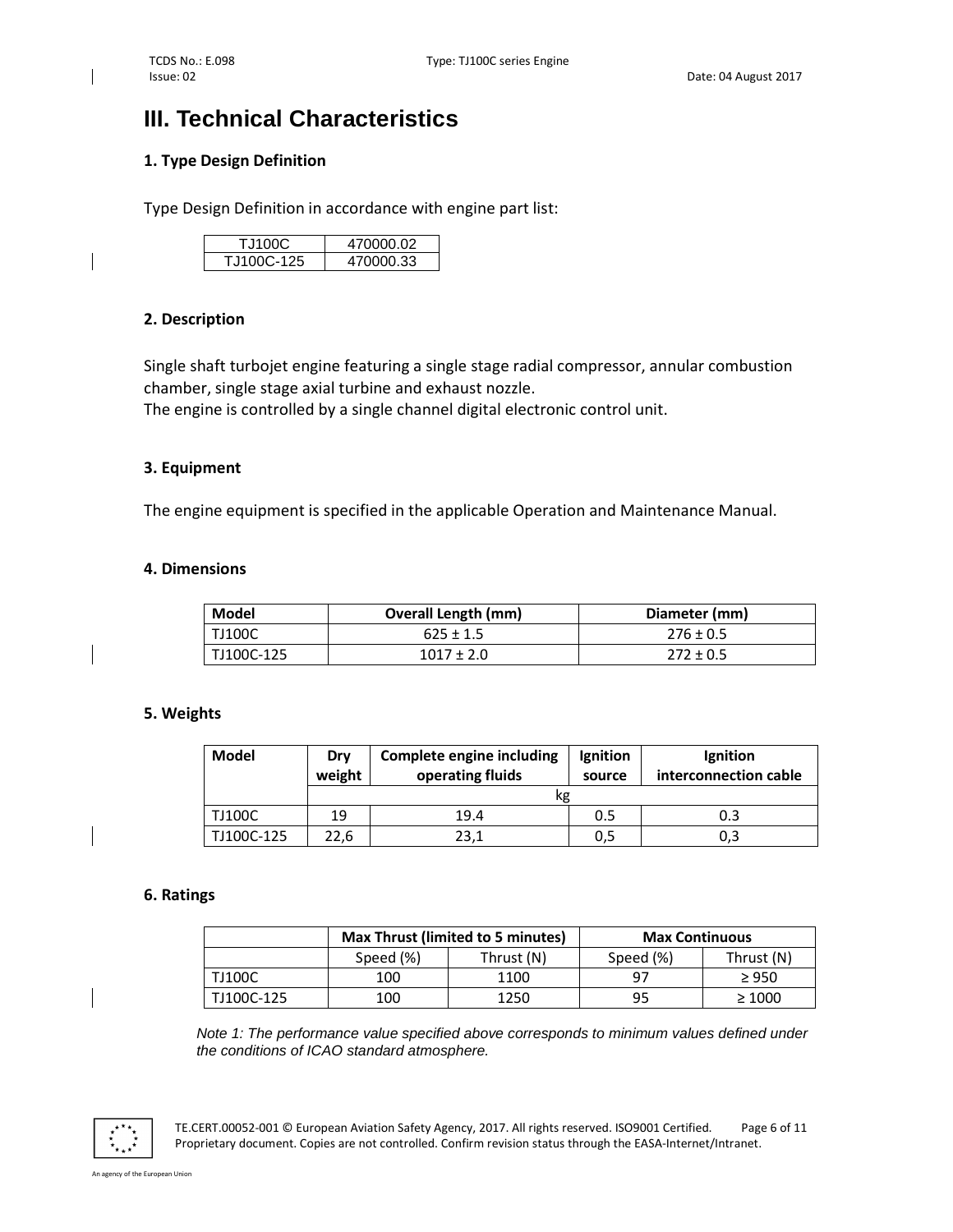# III. Technical Characteristics

### 1. Type Design Definition

Type Design Definition in accordance with engine part list:

| TJ100C | 470000.02 |
|---|---|
| TJ100C-125 | 470000.33 |

### 2. Description

Single shaft turbojet engine featuring a single stage radial compressor, annular combustion chamber, single stage axial turbine and exhaust nozzle.
The engine is controlled by a single channel digital electronic control unit.

### 3. Equipment

The engine equipment is specified in the applicable Operation and Maintenance Manual.

### 4. Dimensions

| Model | Overall Length (mm) | Diameter (mm) |
|---|---|---|
| TJ100C | 625 ± 1.5 | 276 ± 0.5 |
| TJ100C-125 | 1017 ± 2.0 | 272 ± 0.5 |

### 5. Weights

| Model | Dry weight | Complete engine including operating fluids | Ignition source | Ignition interconnection cable |
|---|---|---|---|---|
| | kg | | | |
| TJ100C | 19 | 19.4 | 0.5 | 0.3 |
| TJ100C-125 | 22,6 | 23,1 | 0,5 | 0,3 |

### 6. Ratings

| | Max Thrust (limited to 5 minutes) | | Max Continuous | |
|---|---|---|---|---|
| | Speed (%) | Thrust (N) | Speed (%) | Thrust (N) |
| TJ100C | 100 | 1100 | 97 | ≥ 950 |
| TJ100C-125 | 100 | 1250 | 95 | ≥ 1000 |

*Note 1: The performance value specified above corresponds to minimum values defined under the conditions of ICAO standard atmosphere.*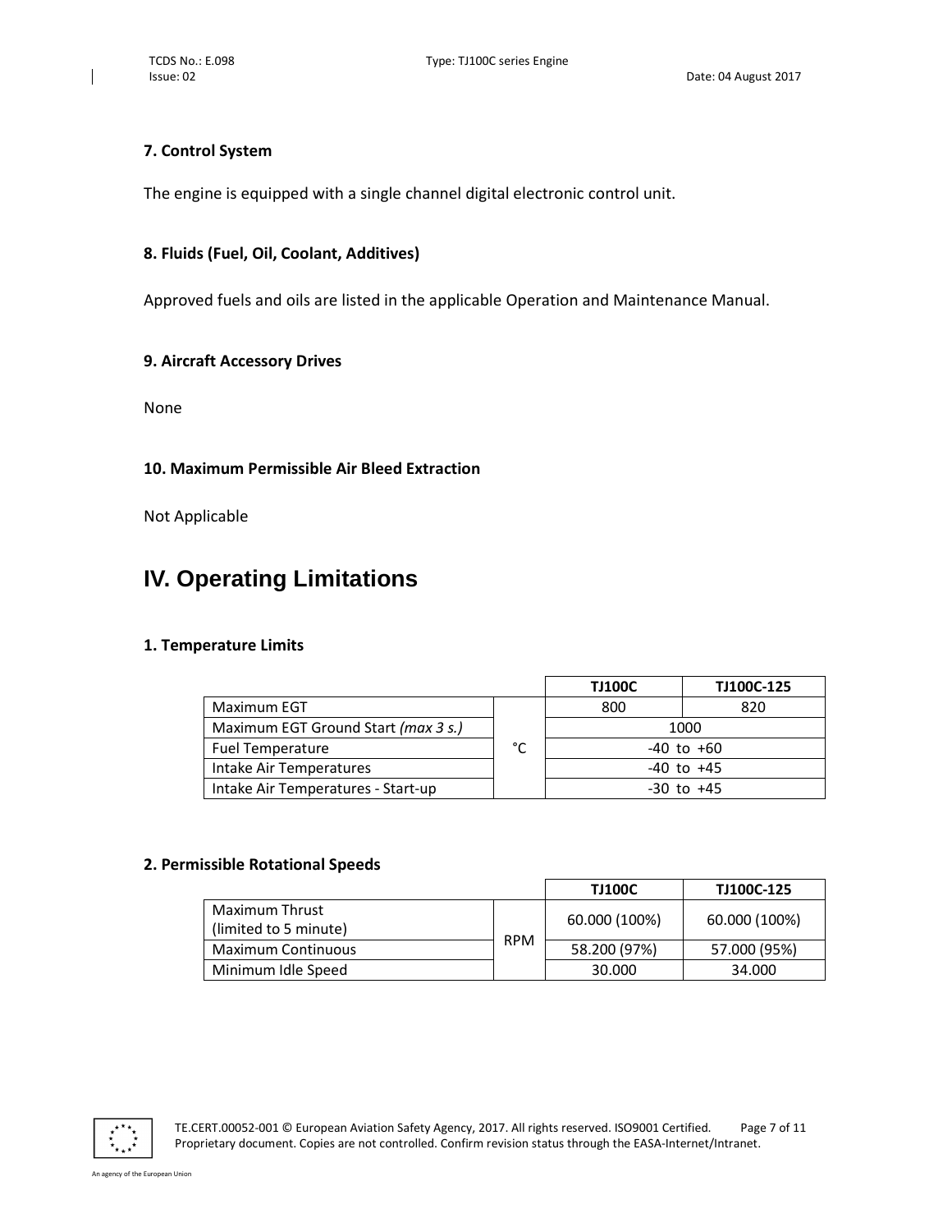### 7. Control System

The engine is equipped with a single channel digital electronic control unit.

### 8. Fluids (Fuel, Oil, Coolant, Additives)

Approved fuels and oils are listed in the applicable Operation and Maintenance Manual.

### 9. Aircraft Accessory Drives

None

### 10. Maximum Permissible Air Bleed Extraction

Not Applicable

# IV. Operating Limitations

### 1. Temperature Limits

| | | TJ100C | TJ100C-125 |
|---|---|---|---|
| Maximum EGT | °C | 800 | 820 |
| Maximum EGT Ground Start *(max 3 s.)* | | 1000 | |
| Fuel Temperature | | -40 to +60 | |
| Intake Air Temperatures | | -40 to +45 | |
| Intake Air Temperatures - Start-up | | -30 to +45 | |

### 2. Permissible Rotational Speeds

| | | TJ100C | TJ100C-125 |
|---|---|---|---|
| Maximum Thrust (limited to 5 minute) | RPM | 60.000 (100%) | 60.000 (100%) |
| Maximum Continuous | | 58.200 (97%) | 57.000 (95%) |
| Minimum Idle Speed | | 30.000 | 34.000 |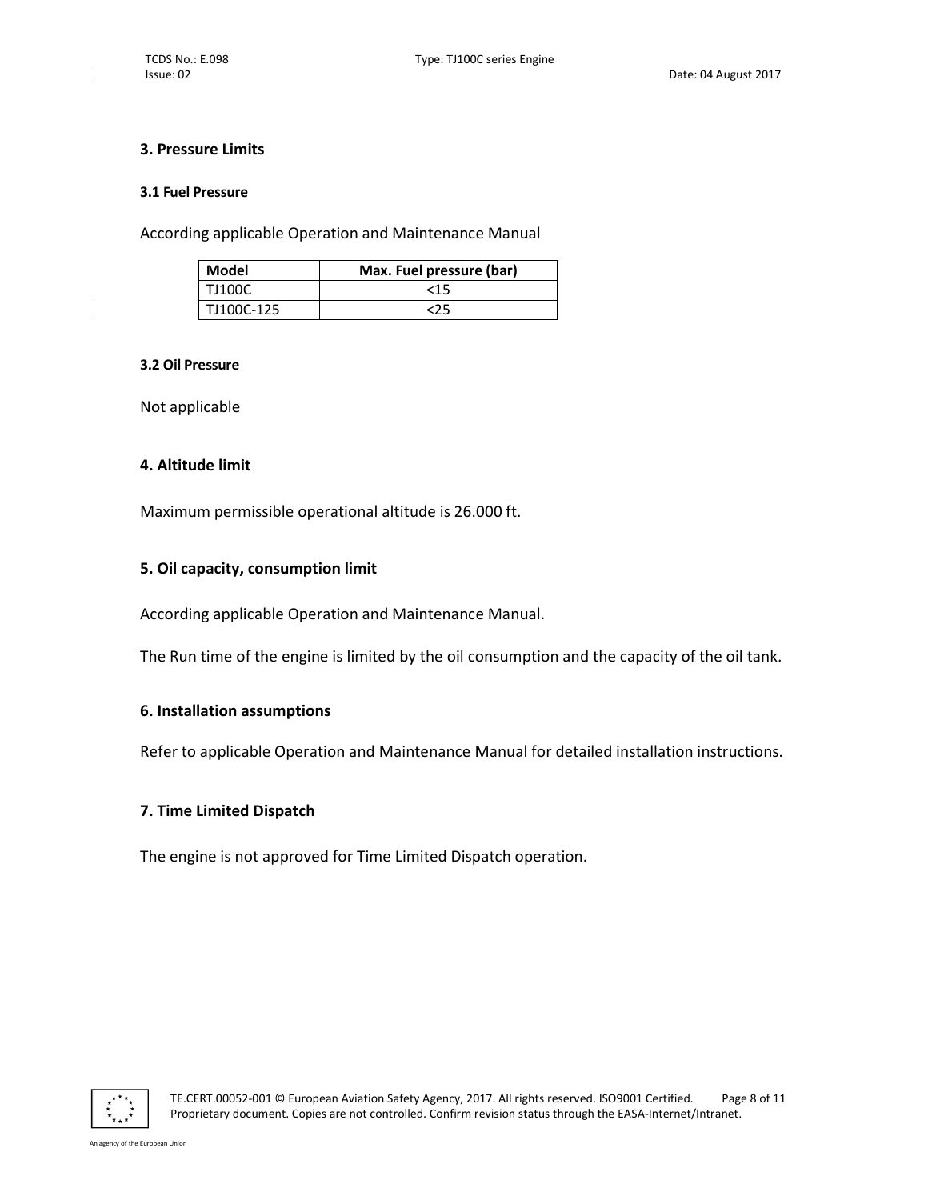## 3. Pressure Limits

### 3.1 Fuel Pressure

According applicable Operation and Maintenance Manual

| Model | Max. Fuel pressure (bar) |
|---|---|
| TJ100C | <15 |
| TJ100C-125 | <25 |

### 3.2 Oil Pressure

Not applicable

## 4. Altitude limit

Maximum permissible operational altitude is 26.000 ft.

## 5. Oil capacity, consumption limit

According applicable Operation and Maintenance Manual.

The Run time of the engine is limited by the oil consumption and the capacity of the oil tank.

## 6. Installation assumptions

Refer to applicable Operation and Maintenance Manual for detailed installation instructions.

## 7. Time Limited Dispatch

The engine is not approved for Time Limited Dispatch operation.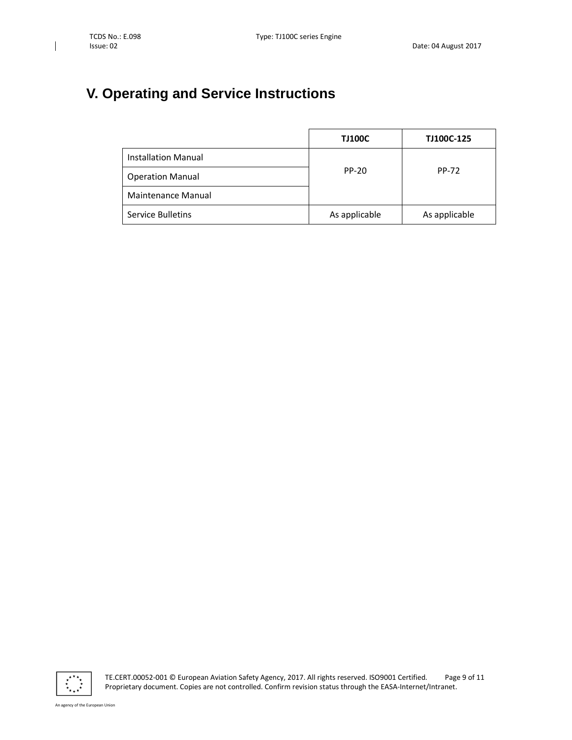## V. Operating and Service Instructions

| | TJ100C | TJ100C-125 |
|---|---|---|
| Installation Manual | PP-20 | PP-72 |
| Operation Manual | | |
| Maintenance Manual | | |
| Service Bulletins | As applicable | As applicable |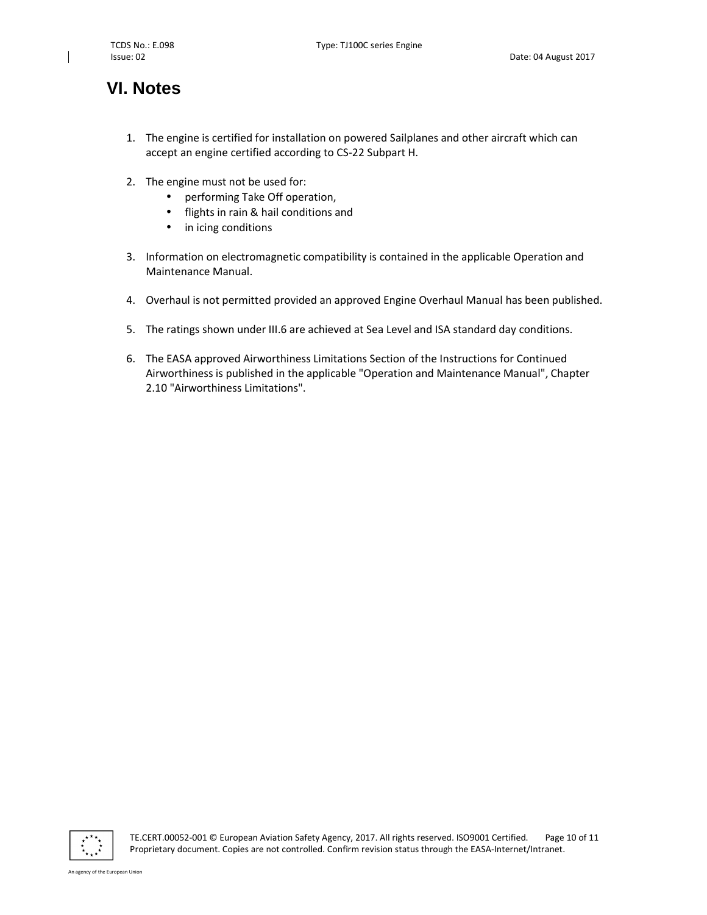# VI. Notes

1. The engine is certified for installation on powered Sailplanes and other aircraft which can accept an engine certified according to CS-22 Subpart H.

2. The engine must not be used for:
   - performing Take Off operation,
   - flights in rain & hail conditions and
   - in icing conditions

3. Information on electromagnetic compatibility is contained in the applicable Operation and Maintenance Manual.

4. Overhaul is not permitted provided an approved Engine Overhaul Manual has been published.

5. The ratings shown under III.6 are achieved at Sea Level and ISA standard day conditions.

6. The EASA approved Airworthiness Limitations Section of the Instructions for Continued Airworthiness is published in the applicable "Operation and Maintenance Manual", Chapter 2.10 "Airworthiness Limitations".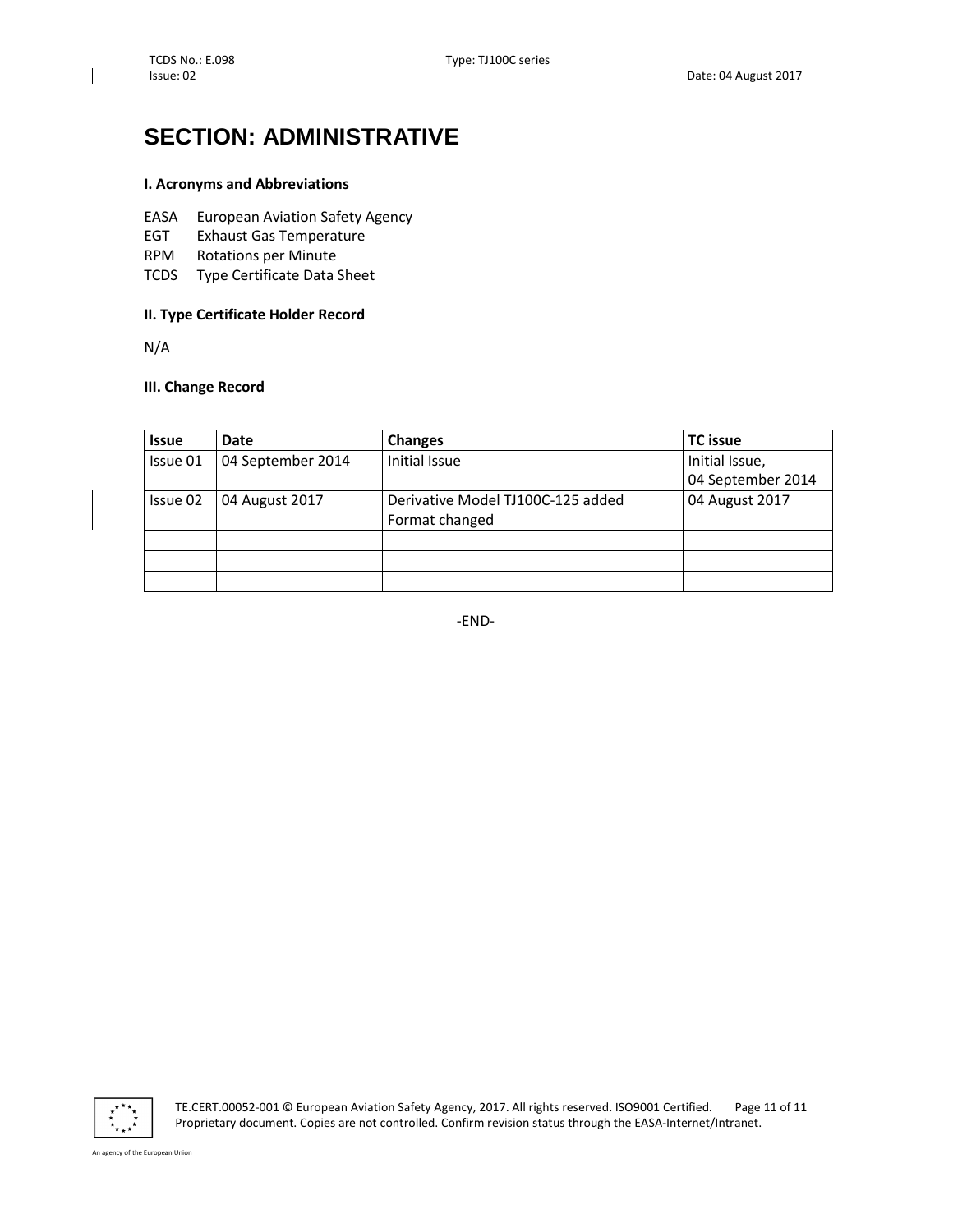# SECTION: ADMINISTRATIVE

### I. Acronyms and Abbreviations

EASA European Aviation Safety Agency
EGT Exhaust Gas Temperature
RPM Rotations per Minute
TCDS Type Certificate Data Sheet

### II. Type Certificate Holder Record

N/A

### III. Change Record

| Issue | Date | Changes | TC issue |
|---|---|---|---|
| Issue 01 | 04 September 2014 | Initial Issue | Initial Issue, 04 September 2014 |
| Issue 02 | 04 August 2017 | Derivative Model TJ100C-125 added Format changed | 04 August 2017 |
| | | | |
| | | | |
| | | | |

-END-